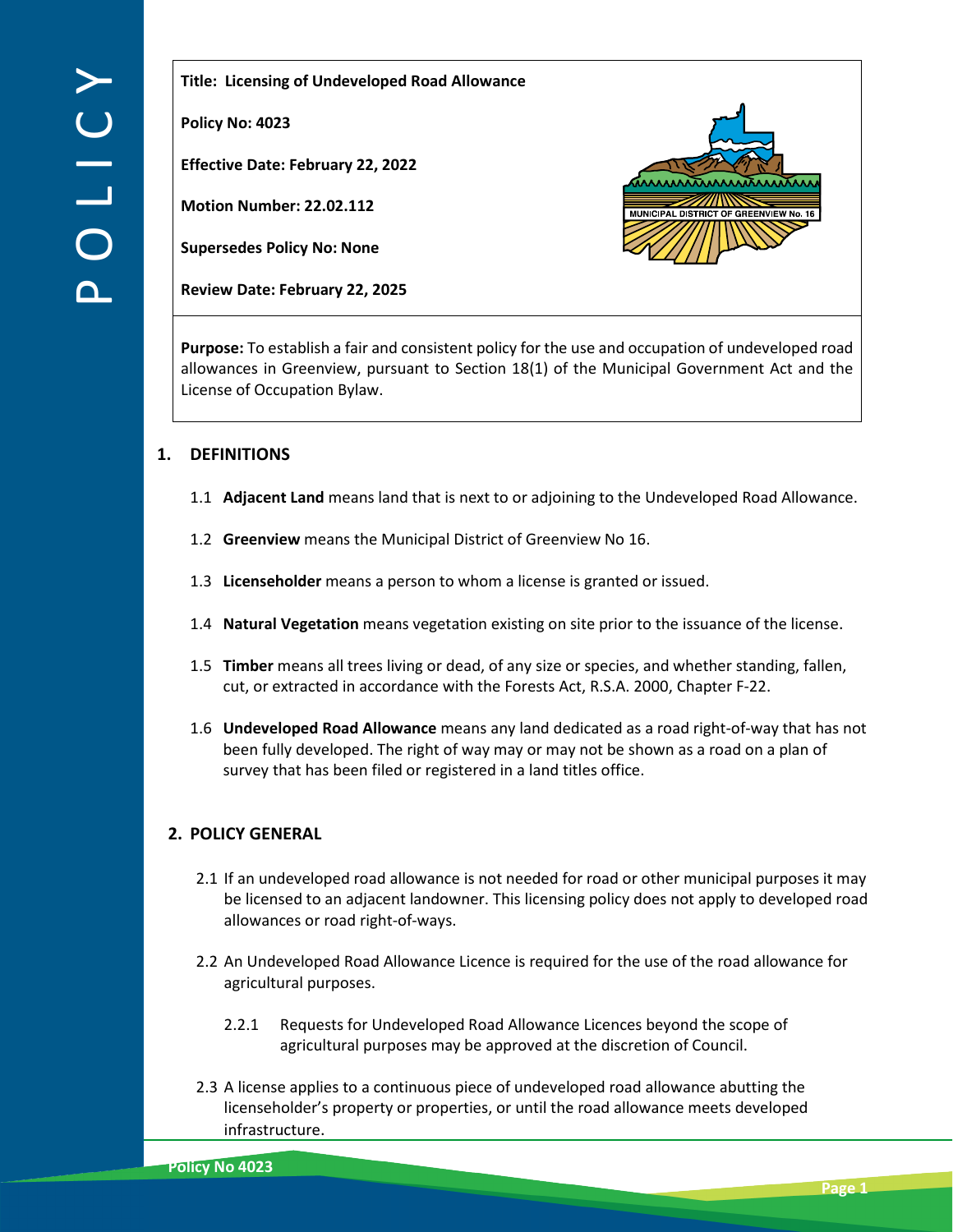**Title: Licensing of Undeveloped Road Allowance**

**Policy No: 4023**

**Effective Date: February 22, 2022**

**Motion Number: 22.02.112**

**Supersedes Policy No: None**

**Review Date: February 22, 2025**

**Purpose:** To establish a fair and consistent policy for the use and occupation of undeveloped road allowances in Greenview, pursuant to Section 18(1) of the Municipal Government Act and the License of Occupation Bylaw.

## 1. DEFINITIONS

1.1 **Adjacent Land** means land that is next to or adjoining to the Undeveloped Road Allowance.

1.2 **Greenview** means the Municipal District of Greenview No 16.

1.3 **Licenseholder** means a person to whom a license is granted or issued.

1.4 **Natural Vegetation** means vegetation existing on site prior to the issuance of the license.

1.5 **Timber** means all trees living or dead, of any size or species, and whether standing, fallen, cut, or extracted in accordance with the Forests Act, R.S.A. 2000, Chapter F-22.

1.6 **Undeveloped Road Allowance** means any land dedicated as a road right-of-way that has not been fully developed. The right of way may or may not be shown as a road on a plan of survey that has been filed or registered in a land titles office.

## 2. POLICY GENERAL

2.1 If an undeveloped road allowance is not needed for road or other municipal purposes it may be licensed to an adjacent landowner. This licensing policy does not apply to developed road allowances or road right-of-ways.

2.2 An Undeveloped Road Allowance Licence is required for the use of the road allowance for agricultural purposes.

2.2.1 Requests for Undeveloped Road Allowance Licences beyond the scope of agricultural purposes may be approved at the discretion of Council.

2.3 A license applies to a continuous piece of undeveloped road allowance abutting the licenseholder's property or properties, or until the road allowance meets developed infrastructure.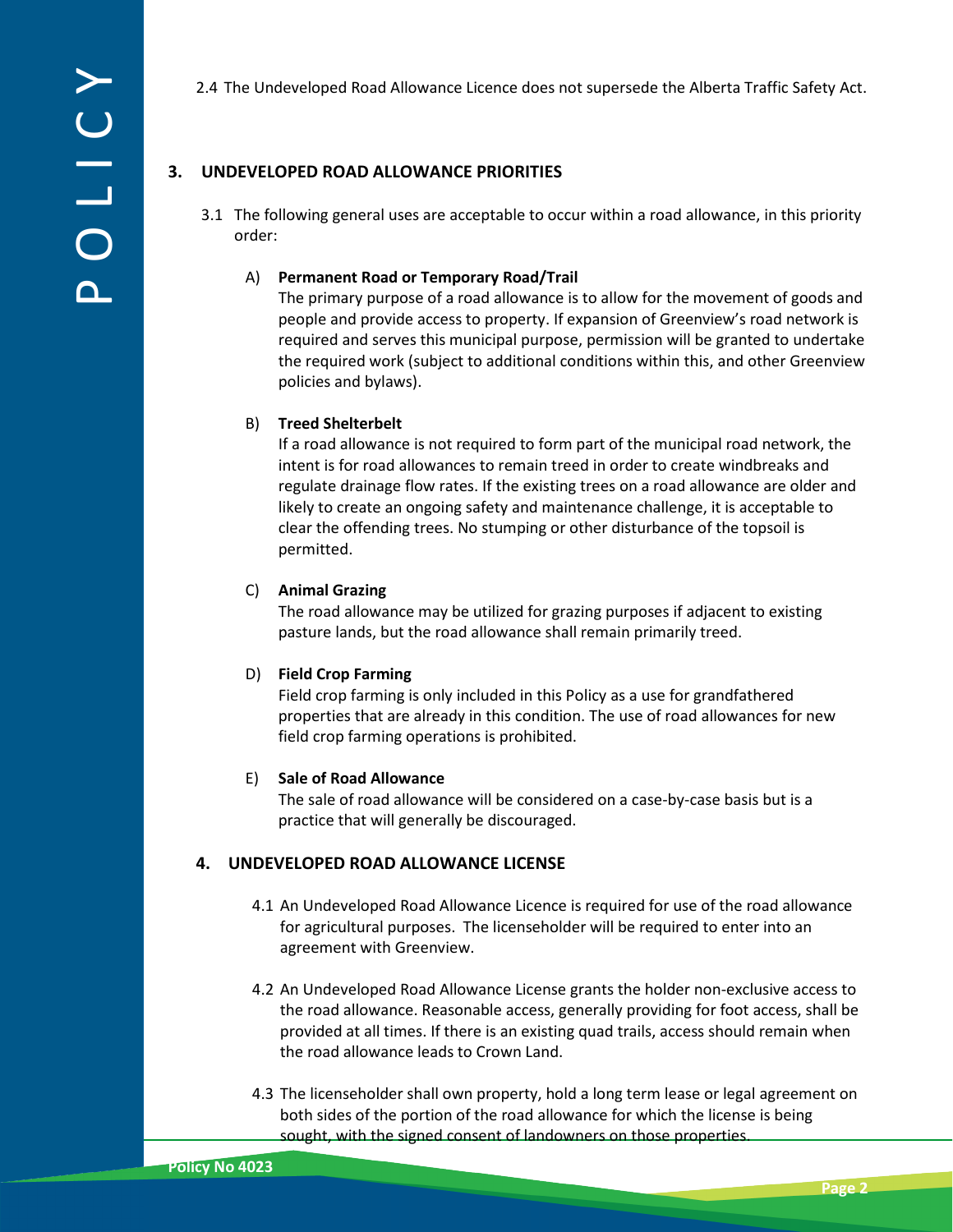2.4 The Undeveloped Road Allowance Licence does not supersede the Alberta Traffic Safety Act.

## 3. UNDEVELOPED ROAD ALLOWANCE PRIORITIES

3.1 The following general uses are acceptable to occur within a road allowance, in this priority order:

A) **Permanent Road or Temporary Road/Trail**
The primary purpose of a road allowance is to allow for the movement of goods and people and provide access to property. If expansion of Greenview's road network is required and serves this municipal purpose, permission will be granted to undertake the required work (subject to additional conditions within this, and other Greenview policies and bylaws).

B) **Treed Shelterbelt**
If a road allowance is not required to form part of the municipal road network, the intent is for road allowances to remain treed in order to create windbreaks and regulate drainage flow rates. If the existing trees on a road allowance are older and likely to create an ongoing safety and maintenance challenge, it is acceptable to clear the offending trees. No stumping or other disturbance of the topsoil is permitted.

C) **Animal Grazing**
The road allowance may be utilized for grazing purposes if adjacent to existing pasture lands, but the road allowance shall remain primarily treed.

D) **Field Crop Farming**
Field crop farming is only included in this Policy as a use for grandfathered properties that are already in this condition. The use of road allowances for new field crop farming operations is prohibited.

E) **Sale of Road Allowance**
The sale of road allowance will be considered on a case-by-case basis but is a practice that will generally be discouraged.

## 4. UNDEVELOPED ROAD ALLOWANCE LICENSE

4.1 An Undeveloped Road Allowance Licence is required for use of the road allowance for agricultural purposes. The licenseholder will be required to enter into an agreement with Greenview.

4.2 An Undeveloped Road Allowance License grants the holder non-exclusive access to the road allowance. Reasonable access, generally providing for foot access, shall be provided at all times. If there is an existing quad trails, access should remain when the road allowance leads to Crown Land.

4.3 The licenseholder shall own property, hold a long term lease or legal agreement on both sides of the portion of the road allowance for which the license is being sought, with the signed consent of landowners on those properties.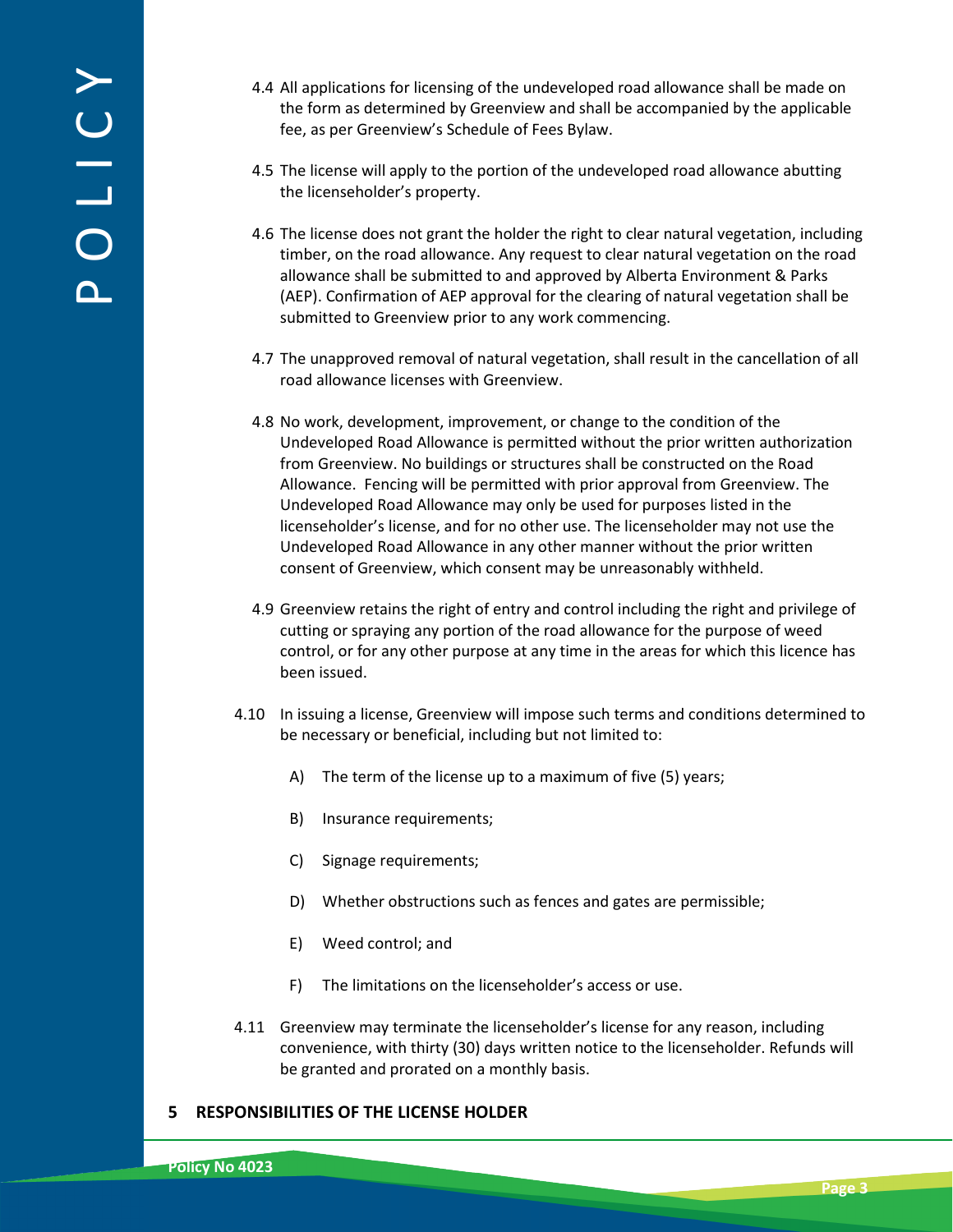4.4 All applications for licensing of the undeveloped road allowance shall be made on the form as determined by Greenview and shall be accompanied by the applicable fee, as per Greenview's Schedule of Fees Bylaw.

4.5 The license will apply to the portion of the undeveloped road allowance abutting the licenseholder's property.

4.6 The license does not grant the holder the right to clear natural vegetation, including timber, on the road allowance. Any request to clear natural vegetation on the road allowance shall be submitted to and approved by Alberta Environment & Parks (AEP). Confirmation of AEP approval for the clearing of natural vegetation shall be submitted to Greenview prior to any work commencing.

4.7 The unapproved removal of natural vegetation, shall result in the cancellation of all road allowance licenses with Greenview.

4.8 No work, development, improvement, or change to the condition of the Undeveloped Road Allowance is permitted without the prior written authorization from Greenview. No buildings or structures shall be constructed on the Road Allowance. Fencing will be permitted with prior approval from Greenview. The Undeveloped Road Allowance may only be used for purposes listed in the licenseholder's license, and for no other use. The licenseholder may not use the Undeveloped Road Allowance in any other manner without the prior written consent of Greenview, which consent may be unreasonably withheld.

4.9 Greenview retains the right of entry and control including the right and privilege of cutting or spraying any portion of the road allowance for the purpose of weed control, or for any other purpose at any time in the areas for which this licence has been issued.

4.10 In issuing a license, Greenview will impose such terms and conditions determined to be necessary or beneficial, including but not limited to:

A) The term of the license up to a maximum of five (5) years;

B) Insurance requirements;

C) Signage requirements;

D) Whether obstructions such as fences and gates are permissible;

E) Weed control; and

F) The limitations on the licenseholder's access or use.

4.11 Greenview may terminate the licenseholder's license for any reason, including convenience, with thirty (30) days written notice to the licenseholder. Refunds will be granted and prorated on a monthly basis.

## 5 RESPONSIBILITIES OF THE LICENSE HOLDER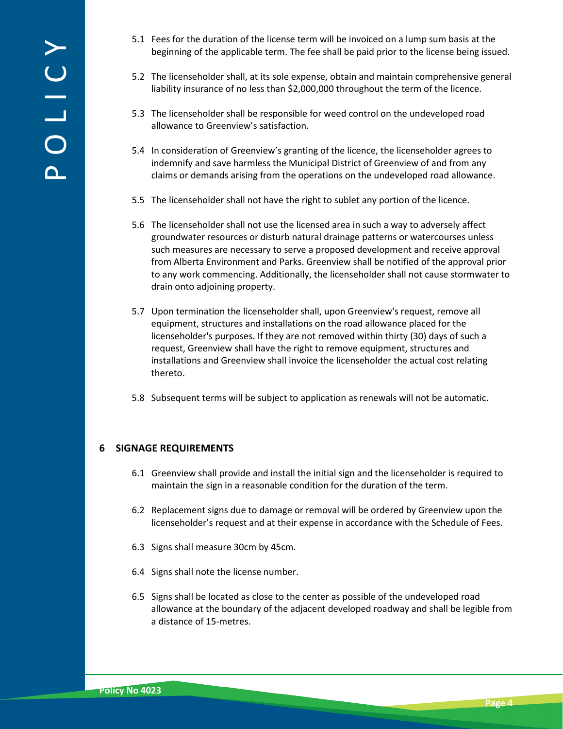5.1 Fees for the duration of the license term will be invoiced on a lump sum basis at the beginning of the applicable term. The fee shall be paid prior to the license being issued.

5.2 The licenseholder shall, at its sole expense, obtain and maintain comprehensive general liability insurance of no less than $2,000,000 throughout the term of the licence.

5.3 The licenseholder shall be responsible for weed control on the undeveloped road allowance to Greenview's satisfaction.

5.4 In consideration of Greenview's granting of the licence, the licenseholder agrees to indemnify and save harmless the Municipal District of Greenview of and from any claims or demands arising from the operations on the undeveloped road allowance.

5.5 The licenseholder shall not have the right to sublet any portion of the licence.

5.6 The licenseholder shall not use the licensed area in such a way to adversely affect groundwater resources or disturb natural drainage patterns or watercourses unless such measures are necessary to serve a proposed development and receive approval from Alberta Environment and Parks. Greenview shall be notified of the approval prior to any work commencing. Additionally, the licenseholder shall not cause stormwater to drain onto adjoining property.

5.7 Upon termination the licenseholder shall, upon Greenview's request, remove all equipment, structures and installations on the road allowance placed for the licenseholder's purposes. If they are not removed within thirty (30) days of such a request, Greenview shall have the right to remove equipment, structures and installations and Greenview shall invoice the licenseholder the actual cost relating thereto.

5.8 Subsequent terms will be subject to application as renewals will not be automatic.

## 6 SIGNAGE REQUIREMENTS

6.1 Greenview shall provide and install the initial sign and the licenseholder is required to maintain the sign in a reasonable condition for the duration of the term.

6.2 Replacement signs due to damage or removal will be ordered by Greenview upon the licenseholder's request and at their expense in accordance with the Schedule of Fees.

6.3 Signs shall measure 30cm by 45cm.

6.4 Signs shall note the license number.

6.5 Signs shall be located as close to the center as possible of the undeveloped road allowance at the boundary of the adjacent developed roadway and shall be legible from a distance of 15-metres.